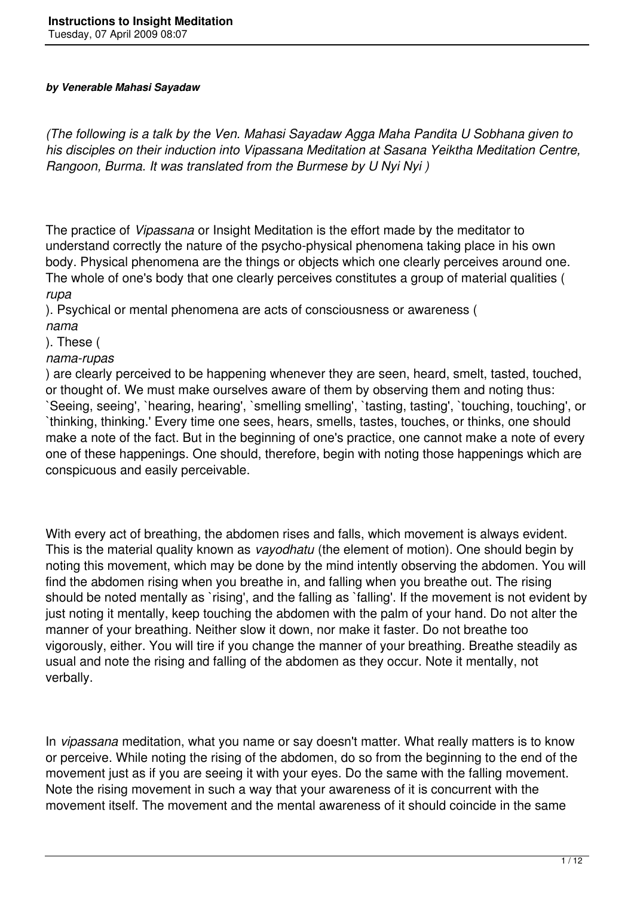# Instructions to Insight Meditation

Tuesday, 07 April 2009 08:07

***by Venerable Mahasi Sayadaw***

*(The following is a talk by the Ven. Mahasi Sayadaw Agga Maha Pandita U Sobhana given to his disciples on their induction into Vipassana Meditation at Sasana Yeiktha Meditation Centre, Rangoon, Burma. It was translated from the Burmese by U Nyi Nyi )*

The practice of *Vipassana* or Insight Meditation is the effort made by the meditator to understand correctly the nature of the psycho-physical phenomena taking place in his own body. Physical phenomena are the things or objects which one clearly perceives around one. The whole of one's body that one clearly perceives constitutes a group of material qualities ( *rupa* ). Psychical or mental phenomena are acts of consciousness or awareness ( *nama* ). These ( *nama-rupas* ) are clearly perceived to be happening whenever they are seen, heard, smelt, tasted, touched, or thought of. We must make ourselves aware of them by observing them and noting thus: `Seeing, seeing', `hearing, hearing', `smelling smelling', `tasting, tasting', `touching, touching', or `thinking, thinking.' Every time one sees, hears, smells, tastes, touches, or thinks, one should make a note of the fact. But in the beginning of one's practice, one cannot make a note of every one of these happenings. One should, therefore, begin with noting those happenings which are conspicuous and easily perceivable.

With every act of breathing, the abdomen rises and falls, which movement is always evident. This is the material quality known as *vayodhatu* (the element of motion). One should begin by noting this movement, which may be done by the mind intently observing the abdomen. You will find the abdomen rising when you breathe in, and falling when you breathe out. The rising should be noted mentally as `rising', and the falling as `falling'. If the movement is not evident by just noting it mentally, keep touching the abdomen with the palm of your hand. Do not alter the manner of your breathing. Neither slow it down, nor make it faster. Do not breathe too vigorously, either. You will tire if you change the manner of your breathing. Breathe steadily as usual and note the rising and falling of the abdomen as they occur. Note it mentally, not verbally.

In *vipassana* meditation, what you name or say doesn't matter. What really matters is to know or perceive. While noting the rising of the abdomen, do so from the beginning to the end of the movement just as if you are seeing it with your eyes. Do the same with the falling movement. Note the rising movement in such a way that your awareness of it is concurrent with the movement itself. The movement and the mental awareness of it should coincide in the same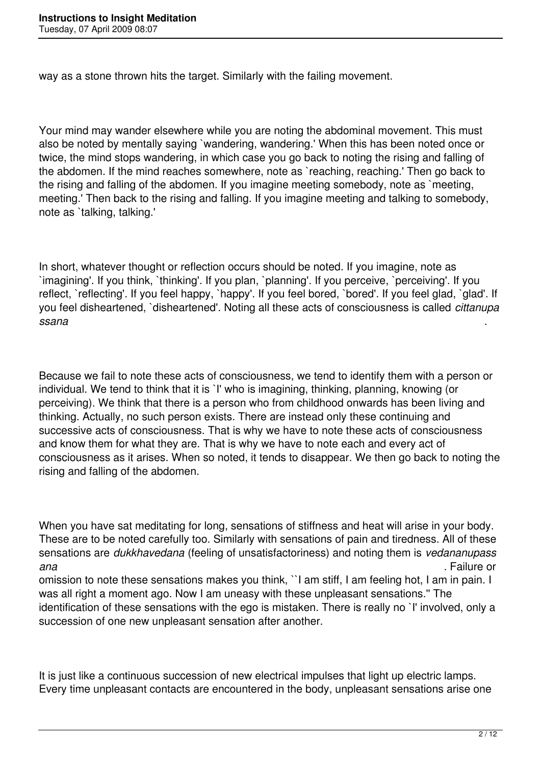way as a stone thrown hits the target. Similarly with the failing movement.

Your mind may wander elsewhere while you are noting the abdominal movement. This must also be noted by mentally saying `wandering, wandering.' When this has been noted once or twice, the mind stops wandering, in which case you go back to noting the rising and falling of the abdomen. If the mind reaches somewhere, note as `reaching, reaching.' Then go back to the rising and falling of the abdomen. If you imagine meeting somebody, note as `meeting, meeting.' Then back to the rising and falling. If you imagine meeting and talking to somebody, note as `talking, talking.'

In short, whatever thought or reflection occurs should be noted. If you imagine, note as `imagining'. If you think, `thinking'. If you plan, `planning'. If you perceive, `perceiving'. If you reflect, `reflecting'. If you feel happy, `happy'. If you feel bored, `bored'. If you feel glad, `glad'. If you feel disheartened, `disheartened'. Noting all these acts of consciousness is called *cittanupassana*.

Because we fail to note these acts of consciousness, we tend to identify them with a person or individual. We tend to think that it is `I' who is imagining, thinking, planning, knowing (or perceiving). We think that there is a person who from childhood onwards has been living and thinking. Actually, no such person exists. There are instead only these continuing and successive acts of consciousness. That is why we have to note these acts of consciousness and know them for what they are. That is why we have to note each and every act of consciousness as it arises. When so noted, it tends to disappear. We then go back to noting the rising and falling of the abdomen.

When you have sat meditating for long, sensations of stiffness and heat will arise in your body. These are to be noted carefully too. Similarly with sensations of pain and tiredness. All of these sensations are *dukkhavedana* (feeling of unsatisfactoriness) and noting them is *vedananupassana*. Failure or omission to note these sensations makes you think, ``I am stiff, I am feeling hot, I am in pain. I was all right a moment ago. Now I am uneasy with these unpleasant sensations.'' The identification of these sensations with the ego is mistaken. There is really no `I' involved, only a succession of one new unpleasant sensation after another.

It is just like a continuous succession of new electrical impulses that light up electric lamps. Every time unpleasant contacts are encountered in the body, unpleasant sensations arise one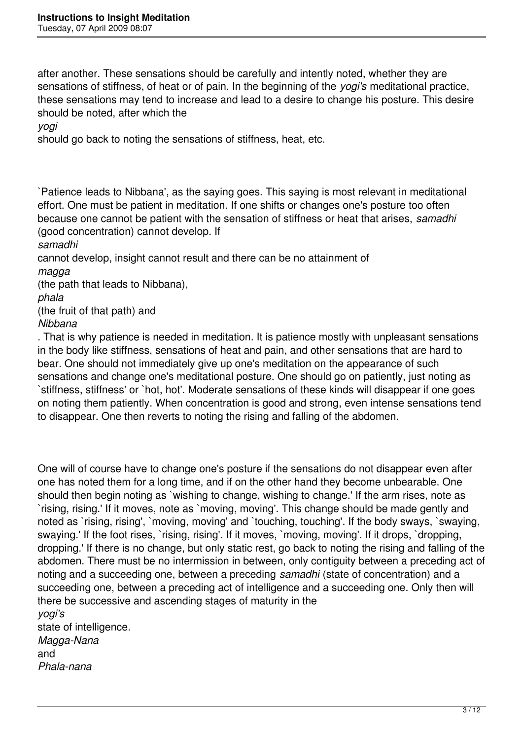after another. These sensations should be carefully and intently noted, whether they are sensations of stiffness, of heat or of pain. In the beginning of the *yogi's* meditational practice, these sensations may tend to increase and lead to a desire to change his posture. This desire should be noted, after which the *yogi* should go back to noting the sensations of stiffness, heat, etc.

`Patience leads to Nibbana', as the saying goes. This saying is most relevant in meditational effort. One must be patient in meditation. If one shifts or changes one's posture too often because one cannot be patient with the sensation of stiffness or heat that arises, *samadhi* (good concentration) cannot develop. If *samadhi* cannot develop, insight cannot result and there can be no attainment of *magga* (the path that leads to Nibbana), *phala* (the fruit of that path) and *Nibbana*. That is why patience is needed in meditation. It is patience mostly with unpleasant sensations in the body like stiffness, sensations of heat and pain, and other sensations that are hard to bear. One should not immediately give up one's meditation on the appearance of such sensations and change one's meditational posture. One should go on patiently, just noting as `stiffness, stiffness' or `hot, hot'. Moderate sensations of these kinds will disappear if one goes on noting them patiently. When concentration is good and strong, even intense sensations tend to disappear. One then reverts to noting the rising and falling of the abdomen.

One will of course have to change one's posture if the sensations do not disappear even after one has noted them for a long time, and if on the other hand they become unbearable. One should then begin noting as `wishing to change, wishing to change.' If the arm rises, note as `rising, rising.' If it moves, note as `moving, moving'. This change should be made gently and noted as `rising, rising', `moving, moving' and `touching, touching'. If the body sways, `swaying, swaying.' If the foot rises, `rising, rising'. If it moves, `moving, moving'. If it drops, `dropping, dropping.' If there is no change, but only static rest, go back to noting the rising and falling of the abdomen. There must be no intermission in between, only contiguity between a preceding act of noting and a succeeding one, between a preceding *samadhi* (state of concentration) and a succeeding one, between a preceding act of intelligence and a succeeding one. Only then will there be successive and ascending stages of maturity in the *yogi's* state of intelligence. *Magga-Nana* and *Phala-nana*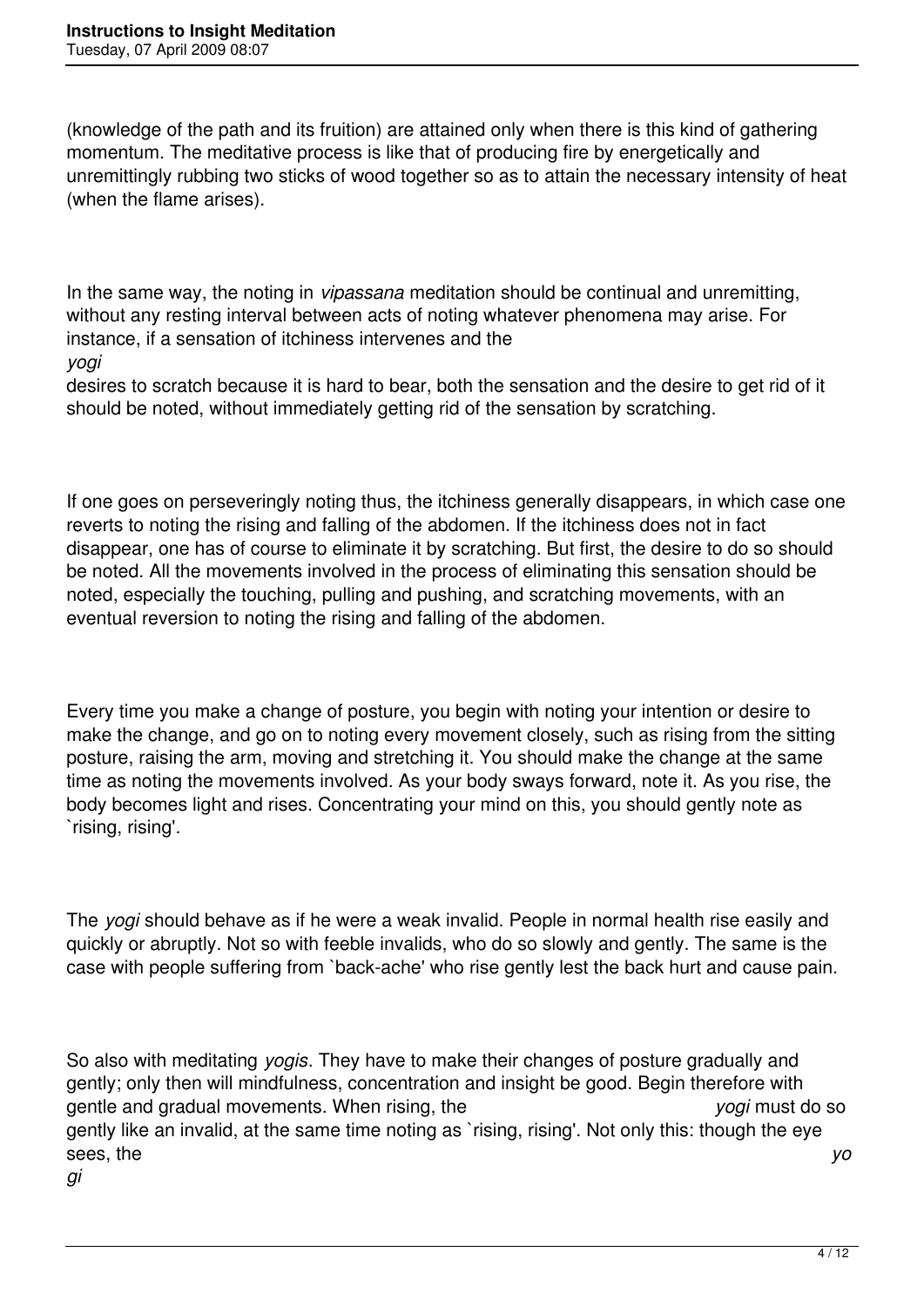(knowledge of the path and its fruition) are attained only when there is this kind of gathering momentum. The meditative process is like that of producing fire by energetically and unremittingly rubbing two sticks of wood together so as to attain the necessary intensity of heat (when the flame arises).

In the same way, the noting in *vipassana* meditation should be continual and unremitting, without any resting interval between acts of noting whatever phenomena may arise. For instance, if a sensation of itchiness intervenes and the *yogi* desires to scratch because it is hard to bear, both the sensation and the desire to get rid of it should be noted, without immediately getting rid of the sensation by scratching.

If one goes on perseveringly noting thus, the itchiness generally disappears, in which case one reverts to noting the rising and falling of the abdomen. If the itchiness does not in fact disappear, one has of course to eliminate it by scratching. But first, the desire to do so should be noted. All the movements involved in the process of eliminating this sensation should be noted, especially the touching, pulling and pushing, and scratching movements, with an eventual reversion to noting the rising and falling of the abdomen.

Every time you make a change of posture, you begin with noting your intention or desire to make the change, and go on to noting every movement closely, such as rising from the sitting posture, raising the arm, moving and stretching it. You should make the change at the same time as noting the movements involved. As your body sways forward, note it. As you rise, the body becomes light and rises. Concentrating your mind on this, you should gently note as `rising, rising'.

The *yogi* should behave as if he were a weak invalid. People in normal health rise easily and quickly or abruptly. Not so with feeble invalids, who do so slowly and gently. The same is the case with people suffering from `back-ache' who rise gently lest the back hurt and cause pain.

So also with meditating *yogis*. They have to make their changes of posture gradually and gently; only then will mindfulness, concentration and insight be good. Begin therefore with gentle and gradual movements. When rising, the *yogi* must do so gently like an invalid, at the same time noting as `rising, rising'. Not only this: though the eye sees, the *yogi*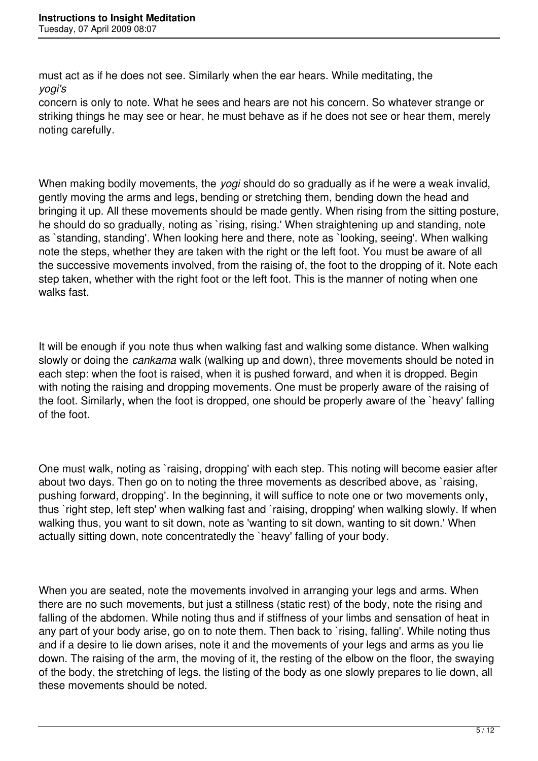must act as if he does not see. Similarly when the ear hears. While meditating, the *yogi's* concern is only to note. What he sees and hears are not his concern. So whatever strange or striking things he may see or hear, he must behave as if he does not see or hear them, merely noting carefully.

When making bodily movements, the *yogi* should do so gradually as if he were a weak invalid, gently moving the arms and legs, bending or stretching them, bending down the head and bringing it up. All these movements should be made gently. When rising from the sitting posture, he should do so gradually, noting as `rising, rising.' When straightening up and standing, note as `standing, standing'. When looking here and there, note as `looking, seeing'. When walking note the steps, whether they are taken with the right or the left foot. You must be aware of all the successive movements involved, from the raising of, the foot to the dropping of it. Note each step taken, whether with the right foot or the left foot. This is the manner of noting when one walks fast.

It will be enough if you note thus when walking fast and walking some distance. When walking slowly or doing the *cankama* walk (walking up and down), three movements should be noted in each step: when the foot is raised, when it is pushed forward, and when it is dropped. Begin with noting the raising and dropping movements. One must be properly aware of the raising of the foot. Similarly, when the foot is dropped, one should be properly aware of the `heavy' falling of the foot.

One must walk, noting as `raising, dropping' with each step. This noting will become easier after about two days. Then go on to noting the three movements as described above, as `raising, pushing forward, dropping'. In the beginning, it will suffice to note one or two movements only, thus `right step, left step' when walking fast and `raising, dropping' when walking slowly. If when walking thus, you want to sit down, note as 'wanting to sit down, wanting to sit down.' When actually sitting down, note concentratedly the `heavy' falling of your body.

When you are seated, note the movements involved in arranging your legs and arms. When there are no such movements, but just a stillness (static rest) of the body, note the rising and falling of the abdomen. While noting thus and if stiffness of your limbs and sensation of heat in any part of your body arise, go on to note them. Then back to `rising, falling'. While noting thus and if a desire to lie down arises, note it and the movements of your legs and arms as you lie down. The raising of the arm, the moving of it, the resting of the elbow on the floor, the swaying of the body, the stretching of legs, the listing of the body as one slowly prepares to lie down, all these movements should be noted.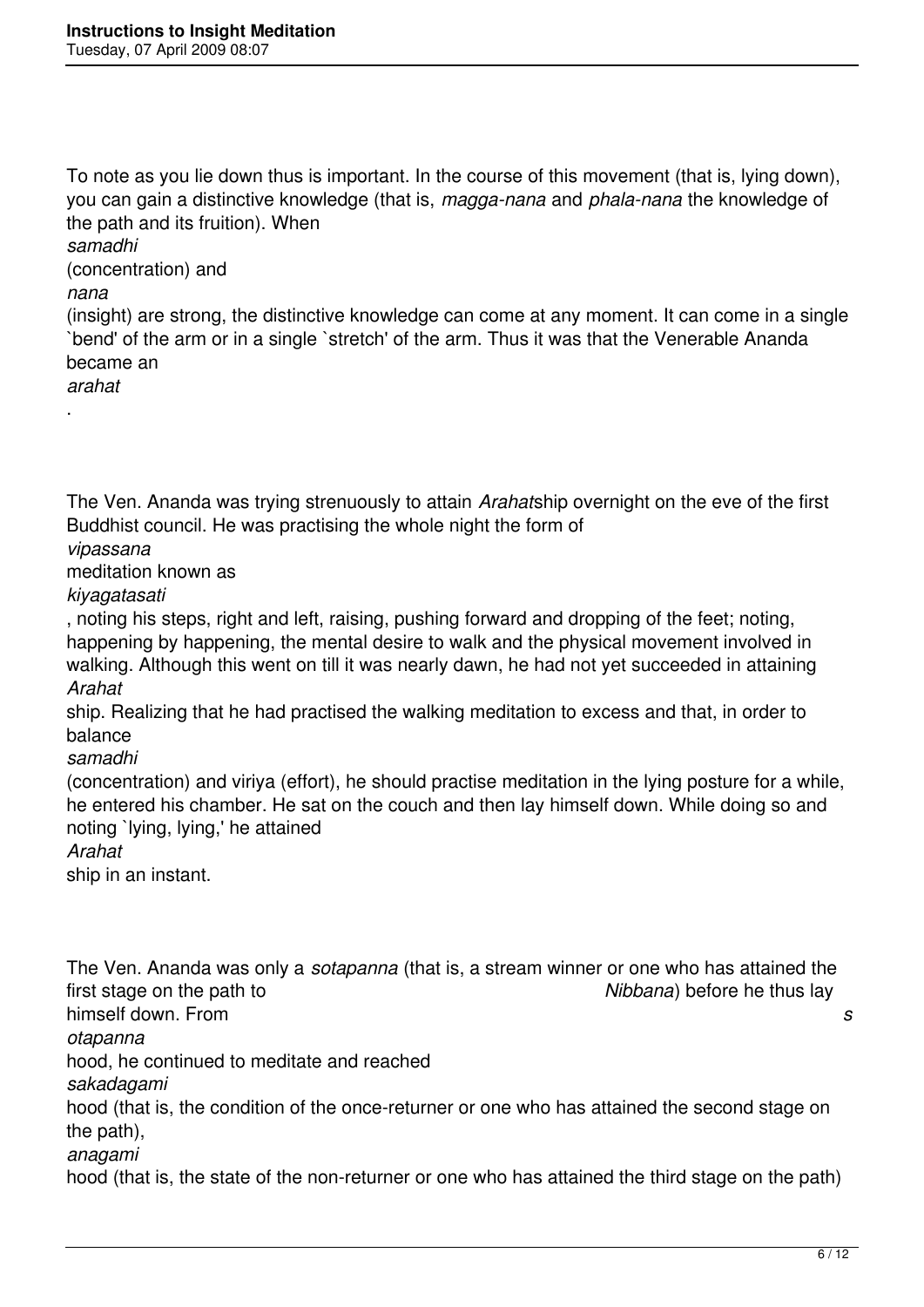To note as you lie down thus is important. In the course of this movement (that is, lying down), you can gain a distinctive knowledge (that is, *magga-nana* and *phala-nana* the knowledge of the path and its fruition). When *samadhi* (concentration) and *nana* (insight) are strong, the distinctive knowledge can come at any moment. It can come in a single `bend' of the arm or in a single `stretch' of the arm. Thus it was that the Venerable Ananda became an *arahat*.

The Ven. Ananda was trying strenuously to attain *Arahat*ship overnight on the eve of the first Buddhist council. He was practising the whole night the form of *vipassana* meditation known as *kiyagatasati*, noting his steps, right and left, raising, pushing forward and dropping of the feet; noting, happening by happening, the mental desire to walk and the physical movement involved in walking. Although this went on till it was nearly dawn, he had not yet succeeded in attaining *Arahat*ship. Realizing that he had practised the walking meditation to excess and that, in order to balance *samadhi* (concentration) and viriya (effort), he should practise meditation in the lying posture for a while, he entered his chamber. He sat on the couch and then lay himself down. While doing so and noting `lying, lying,' he attained *Arahat*ship in an instant.

The Ven. Ananda was only a *sotapanna* (that is, a stream winner or one who has attained the first stage on the path to *Nibbana*) before he thus lay himself down. From *sotapanna*hood, he continued to meditate and reached *sakadagami*hood (that is, the condition of the once-returner or one who has attained the second stage on the path), *anagami*hood (that is, the state of the non-returner or one who has attained the third stage on the path)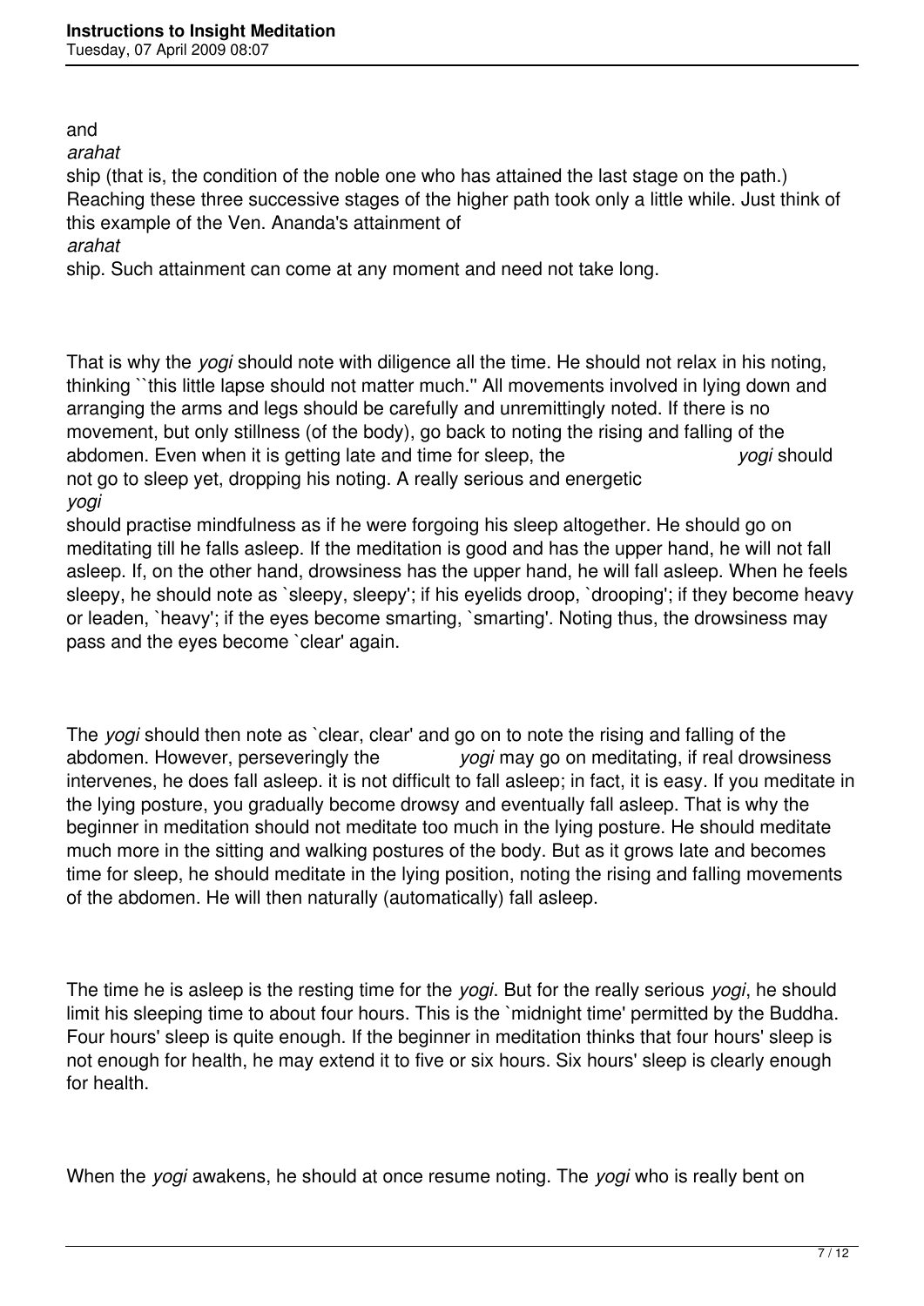and *arahat*ship (that is, the condition of the noble one who has attained the last stage on the path.) Reaching these three successive stages of the higher path took only a little while. Just think of this example of the Ven. Ananda's attainment of *arahat*ship. Such attainment can come at any moment and need not take long.

That is why the *yogi* should note with diligence all the time. He should not relax in his noting, thinking ``this little lapse should not matter much.'' All movements involved in lying down and arranging the arms and legs should be carefully and unremittingly noted. If there is no movement, but only stillness (of the body), go back to noting the rising and falling of the abdomen. Even when it is getting late and time for sleep, the *yogi* should not go to sleep yet, dropping his noting. A really serious and energetic *yogi* should practise mindfulness as if he were forgoing his sleep altogether. He should go on meditating till he falls asleep. If the meditation is good and has the upper hand, he will not fall asleep. If, on the other hand, drowsiness has the upper hand, he will fall asleep. When he feels sleepy, he should note as `sleepy, sleepy'; if his eyelids droop, `drooping'; if they become heavy or leaden, `heavy'; if the eyes become smarting, `smarting'. Noting thus, the drowsiness may pass and the eyes become `clear' again.

The *yogi* should then note as `clear, clear' and go on to note the rising and falling of the abdomen. However, perseveringly the *yogi* may go on meditating, if real drowsiness intervenes, he does fall asleep. it is not difficult to fall asleep; in fact, it is easy. If you meditate in the lying posture, you gradually become drowsy and eventually fall asleep. That is why the beginner in meditation should not meditate too much in the lying posture. He should meditate much more in the sitting and walking postures of the body. But as it grows late and becomes time for sleep, he should meditate in the lying position, noting the rising and falling movements of the abdomen. He will then naturally (automatically) fall asleep.

The time he is asleep is the resting time for the *yogi*. But for the really serious *yogi*, he should limit his sleeping time to about four hours. This is the `midnight time' permitted by the Buddha. Four hours' sleep is quite enough. If the beginner in meditation thinks that four hours' sleep is not enough for health, he may extend it to five or six hours. Six hours' sleep is clearly enough for health.

When the *yogi* awakens, he should at once resume noting. The *yogi* who is really bent on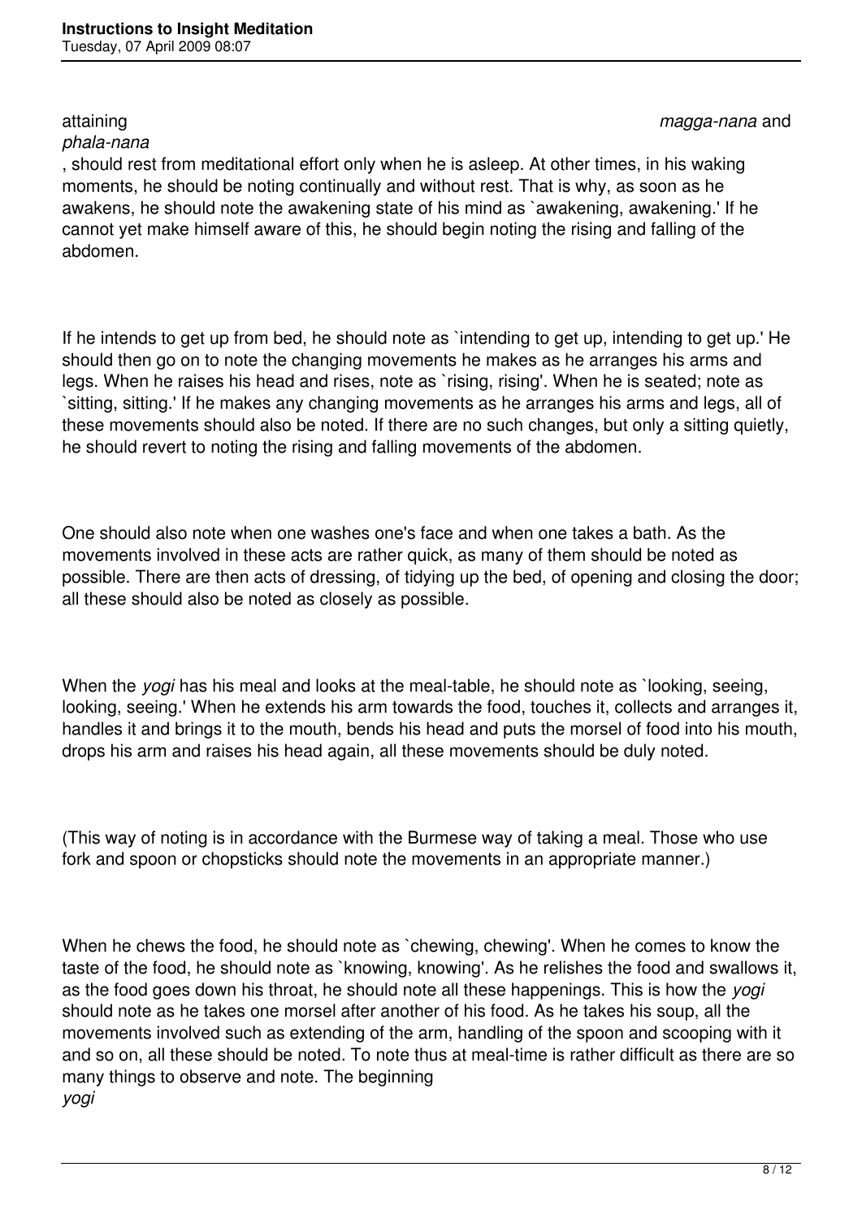attaining *magga-nana* and *phala-nana*, should rest from meditational effort only when he is asleep. At other times, in his waking moments, he should be noting continually and without rest. That is why, as soon as he awakens, he should note the awakening state of his mind as `awakening, awakening.' If he cannot yet make himself aware of this, he should begin noting the rising and falling of the abdomen.

If he intends to get up from bed, he should note as `intending to get up, intending to get up.' He should then go on to note the changing movements he makes as he arranges his arms and legs. When he raises his head and rises, note as `rising, rising'. When he is seated; note as `sitting, sitting.' If he makes any changing movements as he arranges his arms and legs, all of these movements should also be noted. If there are no such changes, but only a sitting quietly, he should revert to noting the rising and falling movements of the abdomen.

One should also note when one washes one's face and when one takes a bath. As the movements involved in these acts are rather quick, as many of them should be noted as possible. There are then acts of dressing, of tidying up the bed, of opening and closing the door; all these should also be noted as closely as possible.

When the *yogi* has his meal and looks at the meal-table, he should note as `looking, seeing, looking, seeing.' When he extends his arm towards the food, touches it, collects and arranges it, handles it and brings it to the mouth, bends his head and puts the morsel of food into his mouth, drops his arm and raises his head again, all these movements should be duly noted.

(This way of noting is in accordance with the Burmese way of taking a meal. Those who use fork and spoon or chopsticks should note the movements in an appropriate manner.)

When he chews the food, he should note as `chewing, chewing'. When he comes to know the taste of the food, he should note as `knowing, knowing'. As he relishes the food and swallows it, as the food goes down his throat, he should note all these happenings. This is how the *yogi* should note as he takes one morsel after another of his food. As he takes his soup, all the movements involved such as extending of the arm, handling of the spoon and scooping with it and so on, all these should be noted. To note thus at meal-time is rather difficult as there are so many things to observe and note. The beginning *yogi*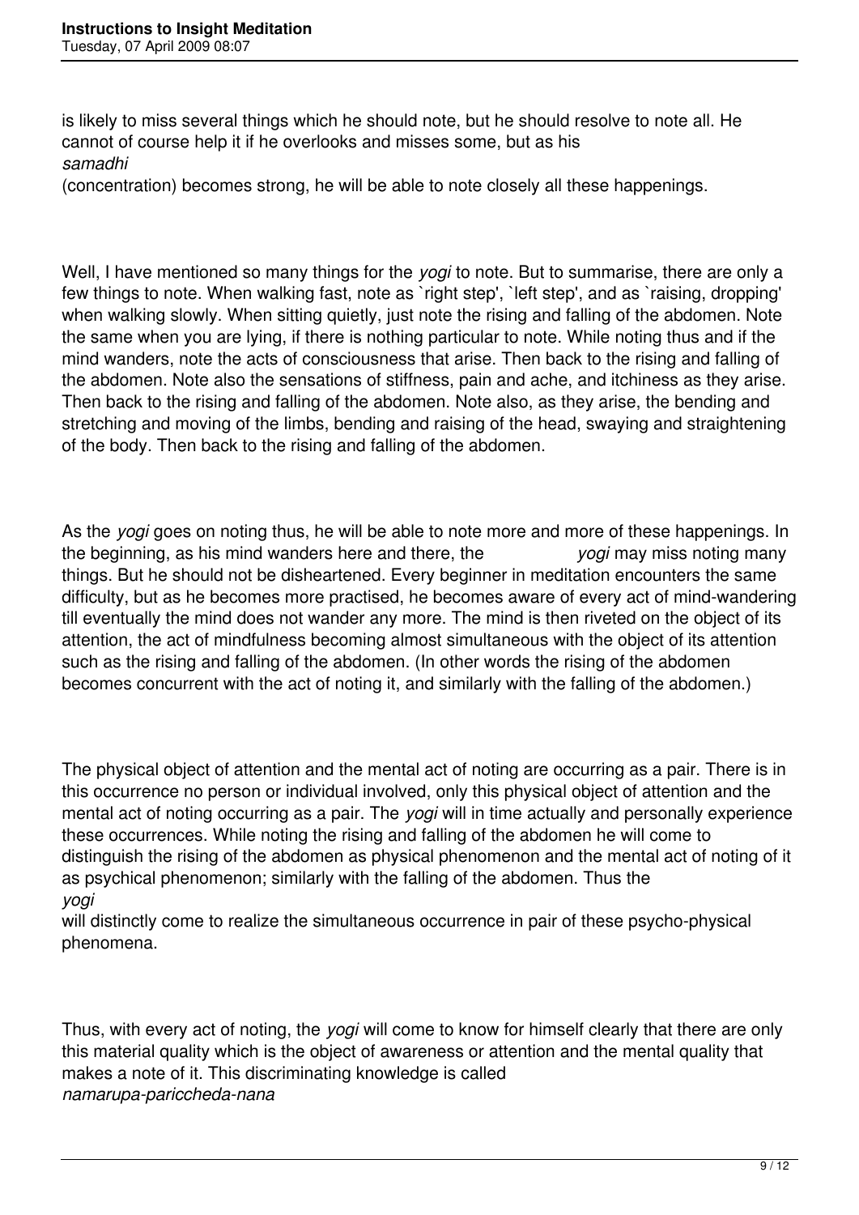is likely to miss several things which he should note, but he should resolve to note all. He cannot of course help it if he overlooks and misses some, but as his *samadhi* (concentration) becomes strong, he will be able to note closely all these happenings.

Well, I have mentioned so many things for the *yogi* to note. But to summarise, there are only a few things to note. When walking fast, note as `right step', `left step', and as `raising, dropping' when walking slowly. When sitting quietly, just note the rising and falling of the abdomen. Note the same when you are lying, if there is nothing particular to note. While noting thus and if the mind wanders, note the acts of consciousness that arise. Then back to the rising and falling of the abdomen. Note also the sensations of stiffness, pain and ache, and itchiness as they arise. Then back to the rising and falling of the abdomen. Note also, as they arise, the bending and stretching and moving of the limbs, bending and raising of the head, swaying and straightening of the body. Then back to the rising and falling of the abdomen.

As the *yogi* goes on noting thus, he will be able to note more and more of these happenings. In the beginning, as his mind wanders here and there, the *yogi* may miss noting many things. But he should not be disheartened. Every beginner in meditation encounters the same difficulty, but as he becomes more practised, he becomes aware of every act of mind-wandering till eventually the mind does not wander any more. The mind is then riveted on the object of its attention, the act of mindfulness becoming almost simultaneous with the object of its attention such as the rising and falling of the abdomen. (In other words the rising of the abdomen becomes concurrent with the act of noting it, and similarly with the falling of the abdomen.)

The physical object of attention and the mental act of noting are occurring as a pair. There is in this occurrence no person or individual involved, only this physical object of attention and the mental act of noting occurring as a pair. The *yogi* will in time actually and personally experience these occurrences. While noting the rising and falling of the abdomen he will come to distinguish the rising of the abdomen as physical phenomenon and the mental act of noting of it as psychical phenomenon; similarly with the falling of the abdomen. Thus the *yogi* will distinctly come to realize the simultaneous occurrence in pair of these psycho-physical phenomena.

Thus, with every act of noting, the *yogi* will come to know for himself clearly that there are only this material quality which is the object of awareness or attention and the mental quality that makes a note of it. This discriminating knowledge is called *namarupa-pariccheda-nana*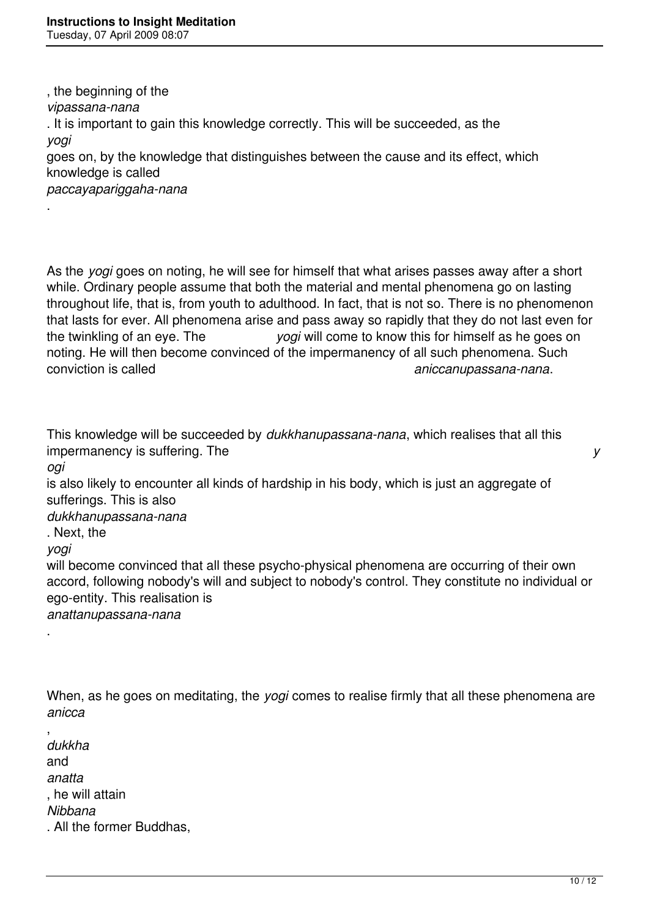, the beginning of the *vipassana-nana*. It is important to gain this knowledge correctly. This will be succeeded, as the *yogi* goes on, by the knowledge that distinguishes between the cause and its effect, which knowledge is called *paccayapariggaha-nana*.

As the *yogi* goes on noting, he will see for himself that what arises passes away after a short while. Ordinary people assume that both the material and mental phenomena go on lasting throughout life, that is, from youth to adulthood. In fact, that is not so. There is no phenomenon that lasts for ever. All phenomena arise and pass away so rapidly that they do not last even for the twinkling of an eye. The *yogi* will come to know this for himself as he goes on noting. He will then become convinced of the impermanency of all such phenomena. Such conviction is called *aniccanupassana-nana*.

This knowledge will be succeeded by *dukkhanupassana-nana*, which realises that all this impermanency is suffering. The *yogi* is also likely to encounter all kinds of hardship in his body, which is just an aggregate of sufferings. This is also *dukkhanupassana-nana*. Next, the *yogi* will become convinced that all these psycho-physical phenomena are occurring of their own accord, following nobody's will and subject to nobody's control. They constitute no individual or ego-entity. This realisation is *anattanupassana-nana*.

When, as he goes on meditating, the *yogi* comes to realise firmly that all these phenomena are *anicca*, *dukkha* and *anatta*, he will attain *Nibbana*. All the former Buddhas,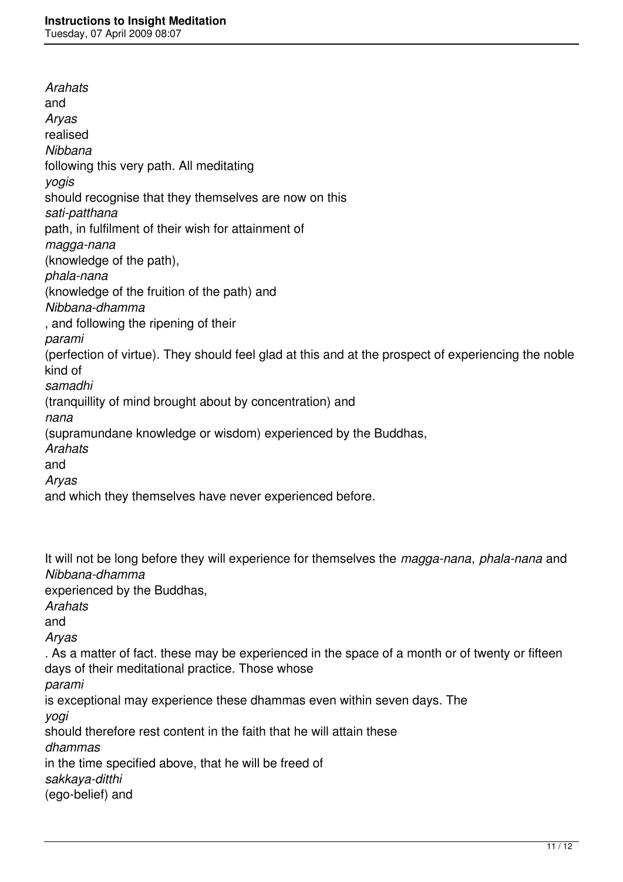*Arahats* and *Aryas* realised *Nibbana* following this very path. All meditating *yogis* should recognise that they themselves are now on this *sati-patthana* path, in fulfilment of their wish for attainment of *magga-nana* (knowledge of the path), *phala-nana* (knowledge of the fruition of the path) and *Nibbana-dhamma*, and following the ripening of their *parami* (perfection of virtue). They should feel glad at this and at the prospect of experiencing the noble kind of *samadhi* (tranquillity of mind brought about by concentration) and *nana* (supramundane knowledge or wisdom) experienced by the Buddhas, *Arahats* and *Aryas* and which they themselves have never experienced before.

It will not be long before they will experience for themselves the *magga-nana*, *phala-nana* and *Nibbana-dhamma* experienced by the Buddhas, *Arahats* and *Aryas*. As a matter of fact. these may be experienced in the space of a month or of twenty or fifteen days of their meditational practice. Those whose *parami* is exceptional may experience these dhammas even within seven days. The *yogi* should therefore rest content in the faith that he will attain these *dhammas* in the time specified above, that he will be freed of *sakkaya-ditthi* (ego-belief) and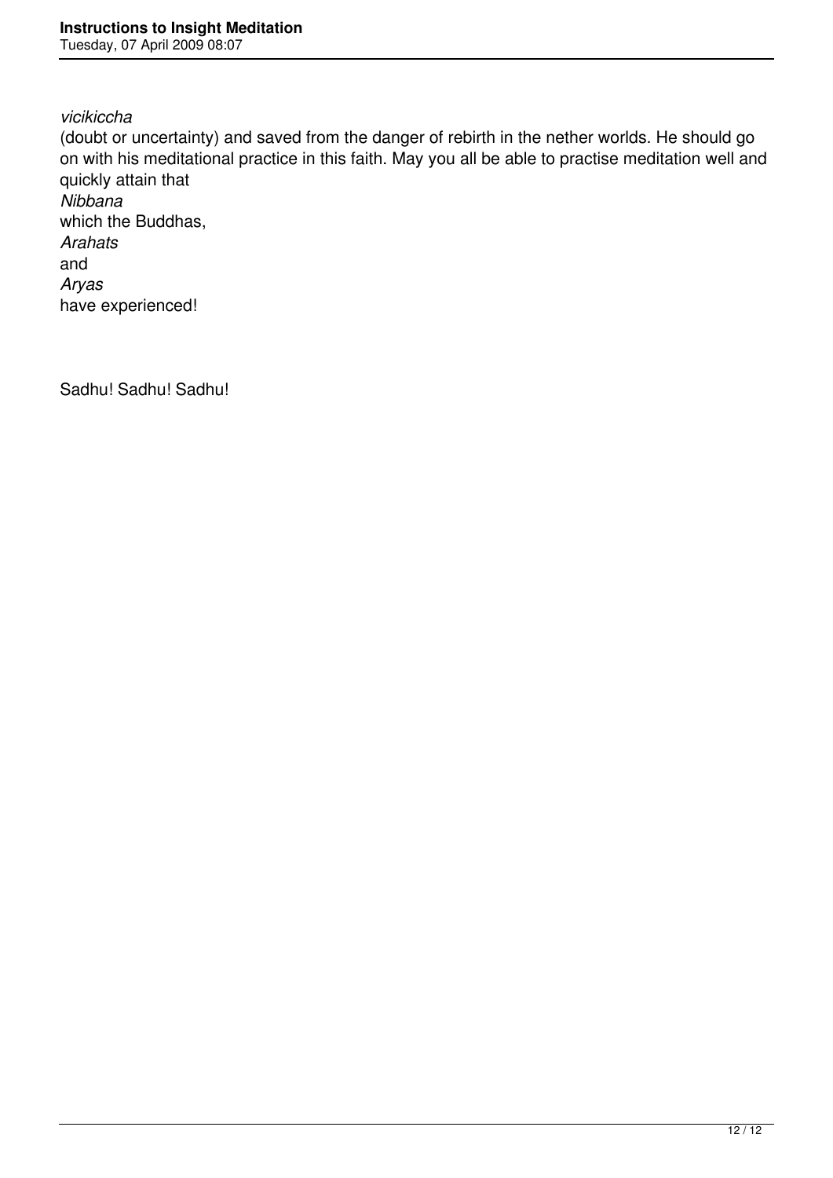*vicikiccha* (doubt or uncertainty) and saved from the danger of rebirth in the nether worlds. He should go on with his meditational practice in this faith. May you all be able to practise meditation well and quickly attain that *Nibbana* which the Buddhas, *Arahats* and *Aryas* have experienced!

Sadhu! Sadhu! Sadhu!